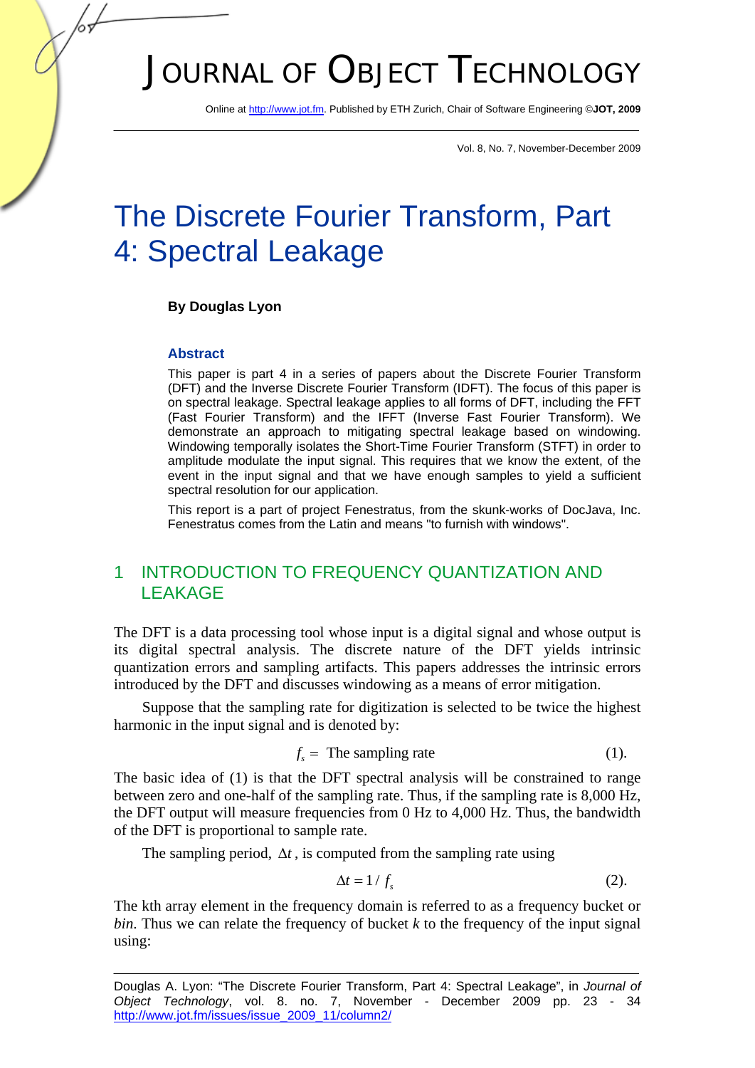# The Discrete Fourier Transform, Part 4: Spectral Leakage

**By Douglas Lyon**

### Abstract

This paper is part 4 in a series of papers about the Discrete Fourier Transform (DFT) and the Inverse Discrete Fourier Transform (IDFT). The focus of this paper is on spectral leakage. Spectral leakage applies to all forms of DFT, including the FFT (Fast Fourier Transform) and the IFFT (Inverse Fast Fourier Transform). We demonstrate an approach to mitigating spectral leakage based on windowing. Windowing temporally isolates the Short-Time Fourier Transform (STFT) in order to amplitude modulate the input signal. This requires that we know the extent, of the event in the input signal and that we have enough samples to yield a sufficient spectral resolution for our application.

This report is a part of project Fenestratus, from the skunk-works of DocJava, Inc. Fenestratus comes from the Latin and means "to furnish with windows".

## 1 INTRODUCTION TO FREQUENCY QUANTIZATION AND LEAKAGE

The DFT is a data processing tool whose input is a digital signal and whose output is its digital spectral analysis. The discrete nature of the DFT yields intrinsic quantization errors and sampling artifacts. This papers addresses the intrinsic errors introduced by the DFT and discusses windowing as a means of error mitigation.

Suppose that the sampling rate for digitization is selected to be twice the highest harmonic in the input signal and is denoted by:

$$f_s = \text{The sampling rate} \quad (1).$$

The basic idea of (1) is that the DFT spectral analysis will be constrained to range between zero and one-half of the sampling rate. Thus, if the sampling rate is 8,000 Hz, the DFT output will measure frequencies from 0 Hz to 4,000 Hz. Thus, the bandwidth of the DFT is proportional to sample rate.

The sampling period, $\Delta t$, is computed from the sampling rate using

$$\Delta t = 1 / f_s \quad (2).$$

The kth array element in the frequency domain is referred to as a frequency bucket or *bin*. Thus we can relate the frequency of bucket *k* to the frequency of the input signal using:

Douglas A. Lyon: "The Discrete Fourier Transform, Part 4: Spectral Leakage", in *Journal of Object Technology*, vol. 8. no. 7, November - December 2009 pp. 23 - 34 http://www.jot.fm/issues/issue_2009_11/column2/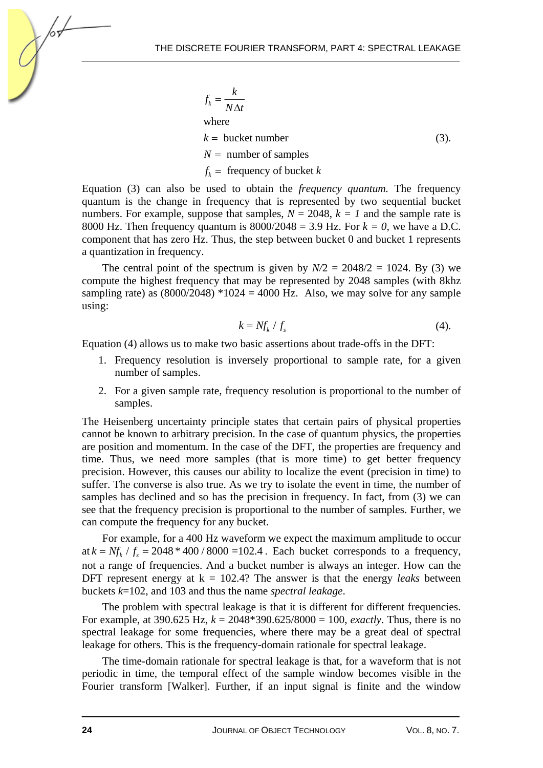$$f_k = \frac{k}{N\Delta t}$$

where

$k =$ bucket number (3).

$N =$ number of samples

$f_k =$ frequency of bucket $k$

Equation (3) can also be used to obtain the *frequency quantum.* The frequency quantum is the change in frequency that is represented by two sequential bucket numbers. For example, suppose that samples, $N = 2048$, $k = 1$ and the sample rate is 8000 Hz. Then frequency quantum is 8000/2048 = 3.9 Hz. For $k = 0$, we have a D.C. component that has zero Hz. Thus, the step between bucket 0 and bucket 1 represents a quantization in frequency.

The central point of the spectrum is given by $N/2 = 2048/2 = 1024$. By (3) we compute the highest frequency that may be represented by 2048 samples (with 8khz sampling rate) as (8000/2048) *1024 = 4000 Hz. Also, we may solve for any sample using:

$$k = Nf_k / f_s \tag{4}$$

Equation (4) allows us to make two basic assertions about trade-offs in the DFT:

1. Frequency resolution is inversely proportional to sample rate, for a given number of samples.
2. For a given sample rate, frequency resolution is proportional to the number of samples.

The Heisenberg uncertainty principle states that certain pairs of physical properties cannot be known to arbitrary precision. In the case of quantum physics, the properties are position and momentum. In the case of the DFT, the properties are frequency and time. Thus, we need more samples (that is more time) to get better frequency precision. However, this causes our ability to localize the event (precision in time) to suffer. The converse is also true. As we try to isolate the event in time, the number of samples has declined and so has the precision in frequency. In fact, from (3) we can see that the frequency precision is proportional to the number of samples. Further, we can compute the frequency for any bucket.

For example, for a 400 Hz waveform we expect the maximum amplitude to occur at $k = Nf_k / f_s = 2048 * 400 / 8000 = 102.4$. Each bucket corresponds to a frequency, not a range of frequencies. And a bucket number is always an integer. How can the DFT represent energy at k = 102.4? The answer is that the energy *leaks* between buckets $k$=102, and 103 and thus the name *spectral leakage*.

The problem with spectral leakage is that it is different for different frequencies. For example, at 390.625 Hz, $k$ = 2048*390.625/8000 = 100, *exactly*. Thus, there is no spectral leakage for some frequencies, where there may be a great deal of spectral leakage for others. This is the frequency-domain rationale for spectral leakage.

The time-domain rationale for spectral leakage is that, for a waveform that is not periodic in time, the temporal effect of the sample window becomes visible in the Fourier transform [Walker]. Further, if an input signal is finite and the window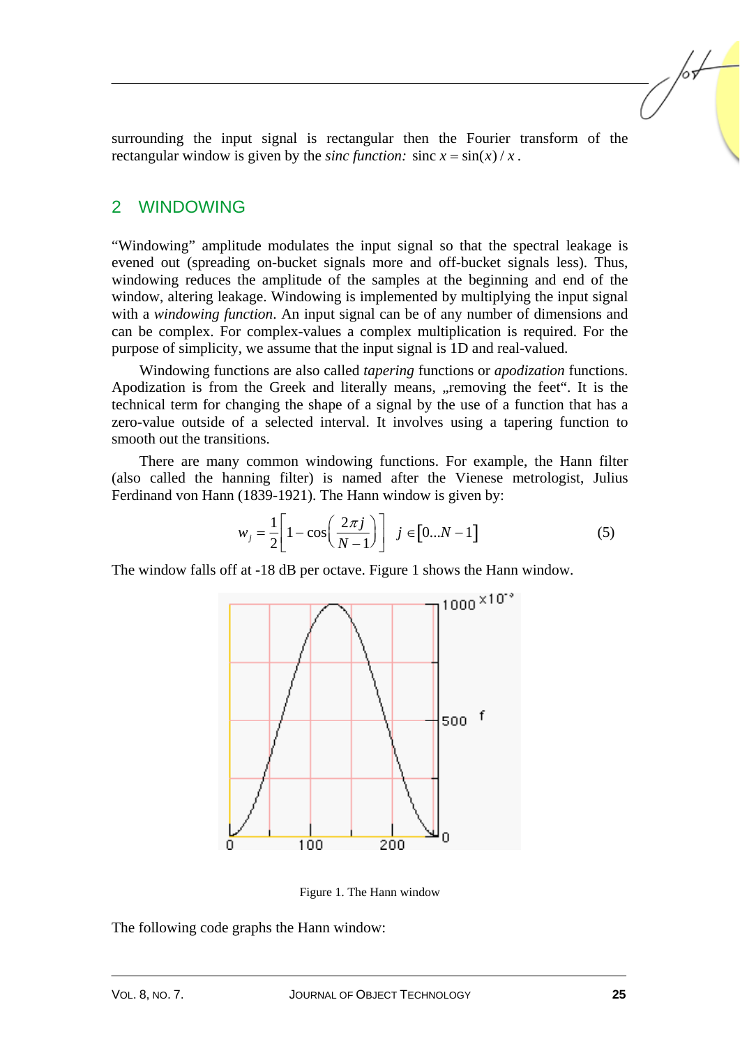surrounding the input signal is rectangular then the Fourier transform of the rectangular window is given by the *sinc function:* $\text{sinc } x = \sin(x)/x$.

## 2 WINDOWING

"Windowing" amplitude modulates the input signal so that the spectral leakage is evened out (spreading on-bucket signals more and off-bucket signals less). Thus, windowing reduces the amplitude of the samples at the beginning and end of the window, altering leakage. Windowing is implemented by multiplying the input signal with a *windowing function*. An input signal can be of any number of dimensions and can be complex. For complex-values a complex multiplication is required. For the purpose of simplicity, we assume that the input signal is 1D and real-valued.

Windowing functions are also called *tapering* functions or *apodization* functions. Apodization is from the Greek and literally means, „removing the feet". It is the technical term for changing the shape of a signal by the use of a function that has a zero-value outside of a selected interval. It involves using a tapering function to smooth out the transitions.

There are many common windowing functions. For example, the Hann filter (also called the hanning filter) is named after the Vienese metrologist, Julius Ferdinand von Hann (1839-1921). The Hann window is given by:

$$w_j = \frac{1}{2}\left[1 - \cos\left(\frac{2\pi j}{N-1}\right)\right] \quad j \in [0...N-1] \tag{5}$$

The window falls off at -18 dB per octave. Figure 1 shows the Hann window.

Figure 1. The Hann window

The following code graphs the Hann window: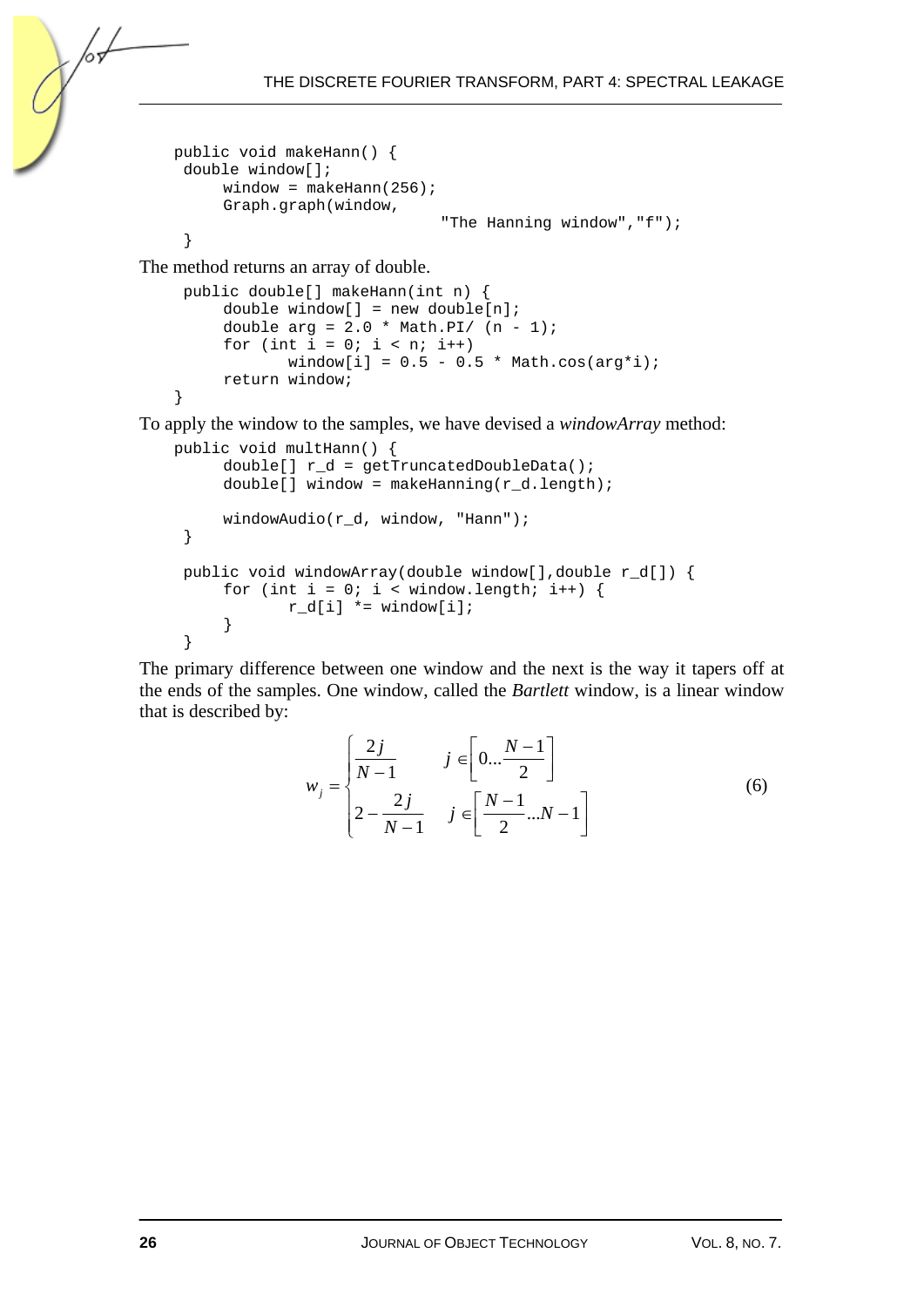```
public void makeHann() {
 double window[];
     window = makeHann(256);
     Graph.graph(window,
                              "The Hanning window","f");
 }
```

The method returns an array of double.

```
 public double[] makeHann(int n) {
     double window[] = new double[n];
     double arg = 2.0 * Math.PI/ (n - 1);
     for (int i = 0; i < n; i++)
            window[i] = 0.5 - 0.5 * Math.cos(arg*i);
     return window;
}
```

To apply the window to the samples, we have devised a *windowArray* method:

```
public void multHann() {
     double[] r_d = getTruncatedDoubleData();
     double[] window = makeHanning(r_d.length);

     windowAudio(r_d, window, "Hann");
 }

 public void windowArray(double window[],double r_d[]) {
     for (int i = 0; i < window.length; i++) {
            r_d[i] *= window[i];
     }
 }
```

The primary difference between one window and the next is the way it tapers off at the ends of the samples. One window, called the *Bartlett* window, is a linear window that is described by:

$$
w_j = \begin{cases} \dfrac{2j}{N-1} & j \in \left[ 0 ... \dfrac{N-1}{2} \right] \\ 2 - \dfrac{2j}{N-1} & j \in \left[ \dfrac{N-1}{2} ... N-1 \right] \end{cases} \tag{6}
$$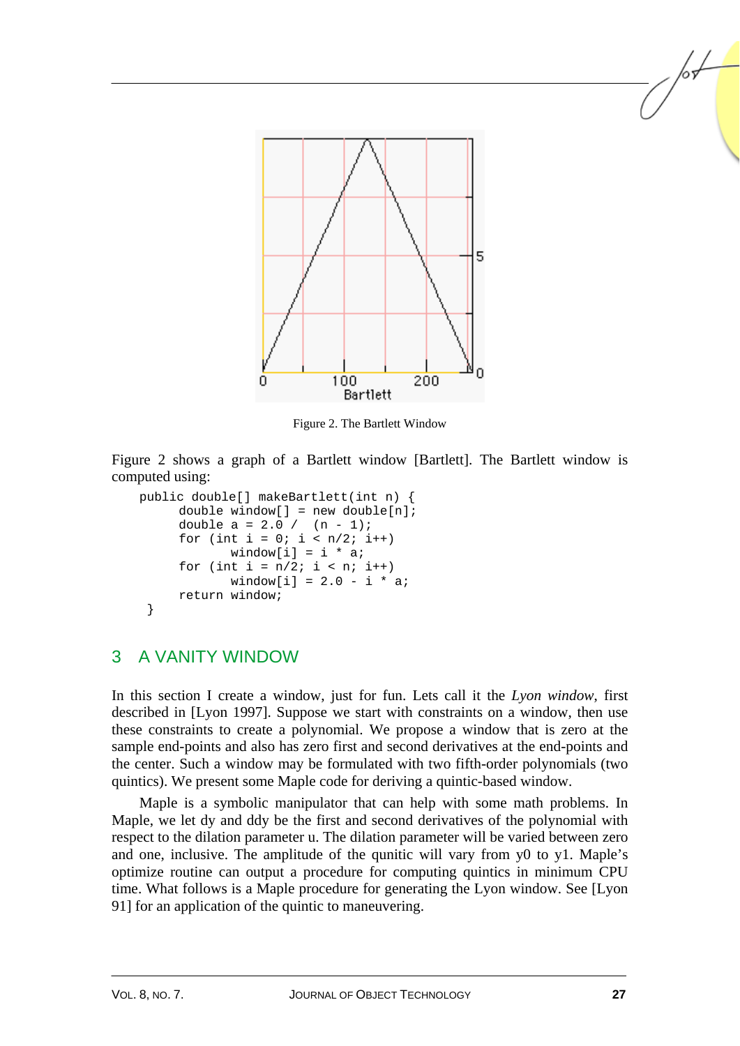Figure 2. The Bartlett Window

Figure 2 shows a graph of a Bartlett window [Bartlett]. The Bartlett window is computed using:

```
public double[] makeBartlett(int n) {
      double window[] = new double[n];
      double a = 2.0 /  (n - 1);
      for (int i = 0; i < n/2; i++)
            window[i] = i * a;
      for (int i = n/2; i < n; i++)
            window[i] = 2.0 - i * a;
      return window;
 }
```

## 3 A VANITY WINDOW

In this section I create a window, just for fun. Lets call it the *Lyon window*, first described in [Lyon 1997]. Suppose we start with constraints on a window, then use these constraints to create a polynomial. We propose a window that is zero at the sample end-points and also has zero first and second derivatives at the end-points and the center. Such a window may be formulated with two fifth-order polynomials (two quintics). We present some Maple code for deriving a quintic-based window.

Maple is a symbolic manipulator that can help with some math problems. In Maple, we let dy and ddy be the first and second derivatives of the polynomial with respect to the dilation parameter u. The dilation parameter will be varied between zero and one, inclusive. The amplitude of the qunitic will vary from y0 to y1. Maple's optimize routine can output a procedure for computing quintics in minimum CPU time. What follows is a Maple procedure for generating the Lyon window. See [Lyon 91] for an application of the quintic to maneuvering.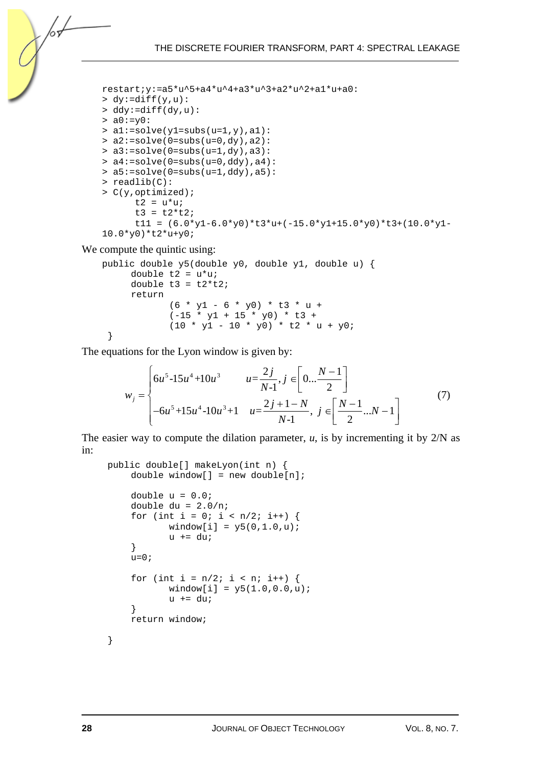```
restart;y:=a5*u^5+a4*u^4+a3*u^3+a2*u^2+a1*u+a0:
> dy:=diff(y,u):
> ddy:=diff(dy,u):
> a0:=y0:
> a1:=solve(y1=subs(u=1,y),a1):
> a2:=solve(0=subs(u=0,dy),a2):
> a3:=solve(0=subs(u=1,dy),a3):
> a4:=solve(0=subs(u=0,ddy),a4):
> a5:=solve(0=subs(u=1,ddy),a5):
> readlib(C):
> C(y,optimized);
      t2 = u*u;
      t3 = t2*t2;
      t11 = (6.0*y1-6.0*y0)*t3*u+(-15.0*y1+15.0*y0)*t3+(10.0*y1-
10.0*y0)*t2*u+y0;
```

We compute the quintic using:

```
public double y5(double y0, double y1, double u) {
     double t2 = u*u;
     double t3 = t2*t2;
     return
            (6 * y1 - 6 * y0) * t3 * u +
            (-15 * y1 + 15 * y0) * t3 +
            (10 * y1 - 10 * y0) * t2 * u + y0;
 }
```

The equations for the Lyon window is given by:

$$
w_j = \begin{cases} 6u^5\text{-}15u^4\text{+}10u^3 & u\text{=}\dfrac{2j}{N\text{-}1}, j \in \left[0 \ldots \dfrac{N-1}{2}\right] \\ -6u^5\text{+}15u^4\text{-}10u^3\text{+}1 & u\text{=}\dfrac{2j+1-N}{N\text{-}1},\ j \in \left[\dfrac{N-1}{2} \ldots N-1\right] \end{cases} \tag{7}
$$

The easier way to compute the dilation parameter, *u*, is by incrementing it by 2/N as in:

```
public double[] makeLyon(int n) {
     double window[] = new double[n];

     double u = 0.0;
     double du = 2.0/n;
     for (int i = 0; i < n/2; i++) {
            window[i] = y5(0,1.0,u);
            u += du;
     }
     u=0;

     for (int i = n/2; i < n; i++) {
            window[i] = y5(1.0,0.0,u);
            u += du;
     }
     return window;

}
```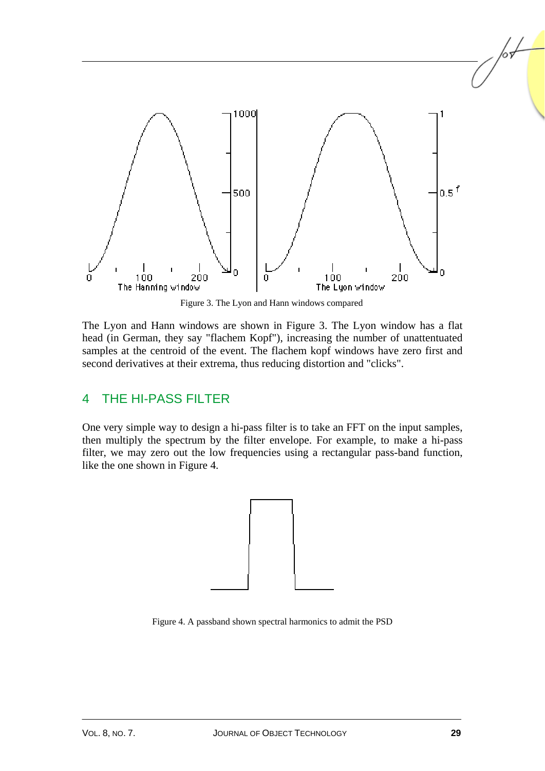Figure 3. The Lyon and Hann windows compared

The Lyon and Hann windows are shown in Figure 3. The Lyon window has a flat head (in German, they say "flachem Kopf"), increasing the number of unattentuated samples at the centroid of the event. The flachem kopf windows have zero first and second derivatives at their extrema, thus reducing distortion and "clicks".

## 4 THE HI-PASS FILTER

One very simple way to design a hi-pass filter is to take an FFT on the input samples, then multiply the spectrum by the filter envelope. For example, to make a hi-pass filter, we may zero out the low frequencies using a rectangular pass-band function, like the one shown in Figure 4.

Figure 4. A passband shown spectral harmonics to admit the PSD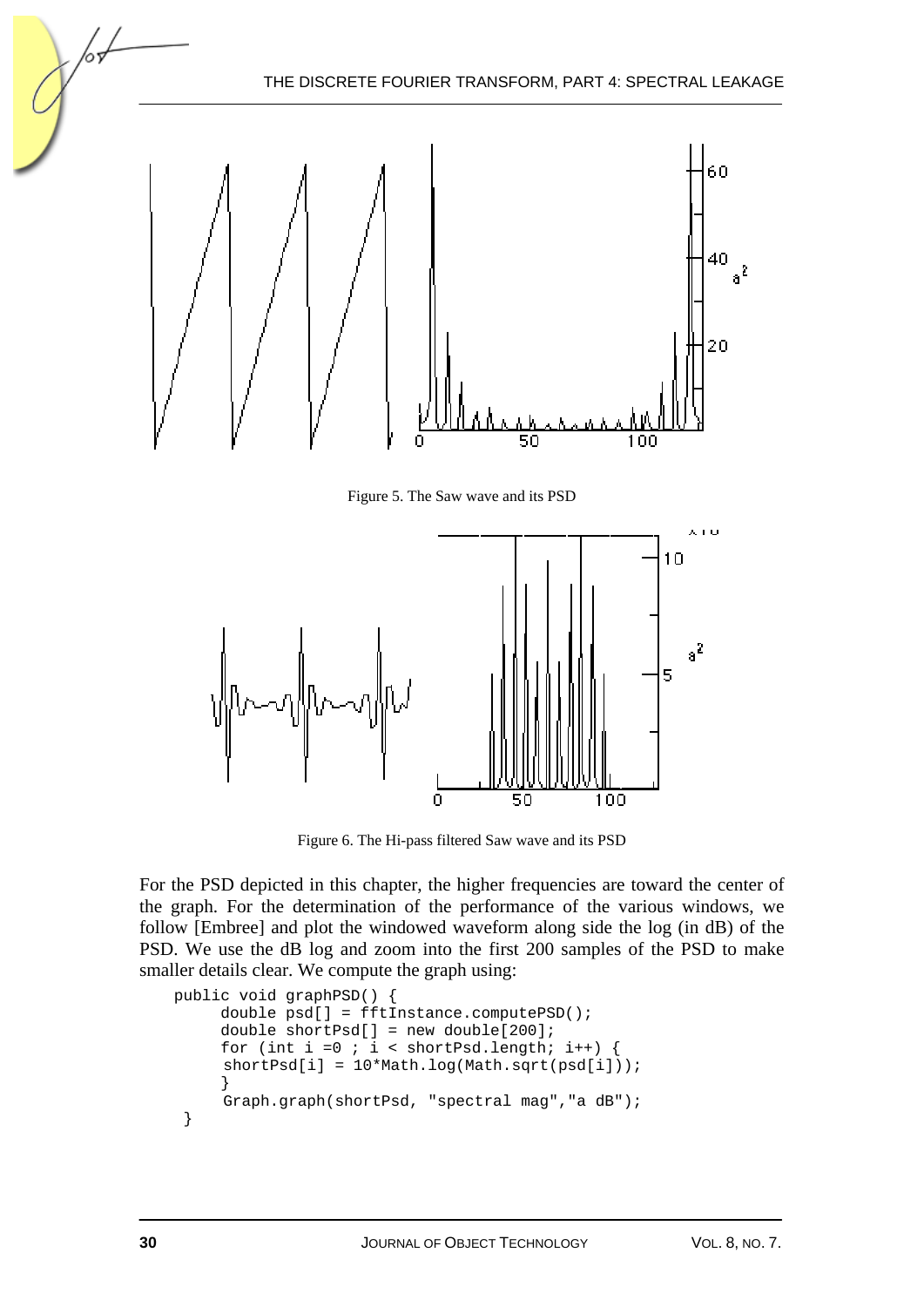Figure 5. The Saw wave and its PSD

Figure 6. The Hi-pass filtered Saw wave and its PSD

For the PSD depicted in this chapter, the higher frequencies are toward the center of the graph. For the determination of the performance of the various windows, we follow [Embree] and plot the windowed waveform along side the log (in dB) of the PSD. We use the dB log and zoom into the first 200 samples of the PSD to make smaller details clear. We compute the graph using:

```
public void graphPSD() {
     double psd[] = fftInstance.computePSD();
     double shortPsd[] = new double[200];
     for (int i =0 ; i < shortPsd.length; i++) {
      shortPsd[i] = 10*Math.log(Math.sqrt(psd[i]));
     }
      Graph.graph(shortPsd, "spectral mag","a dB");
 }
```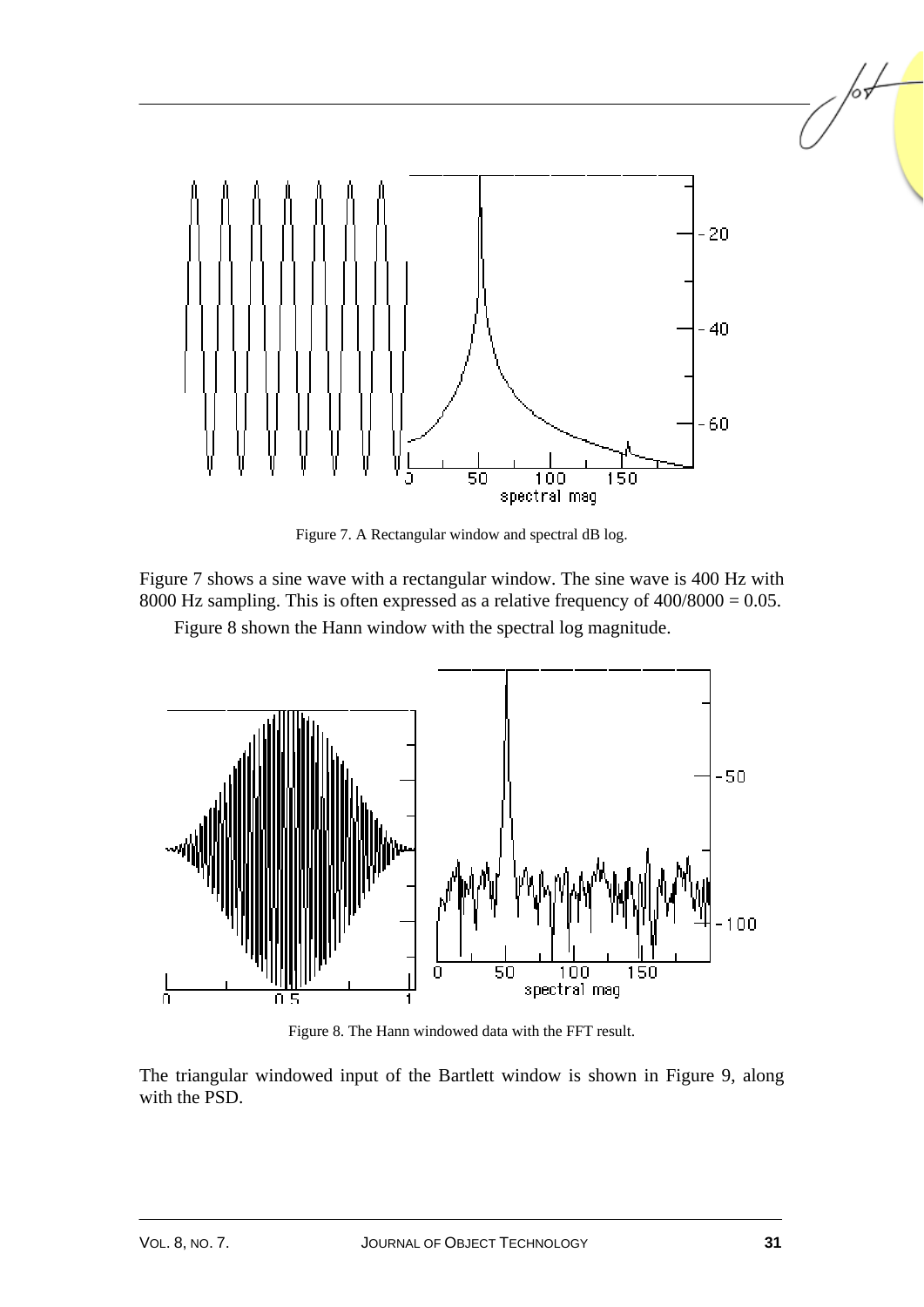Figure 7. A Rectangular window and spectral dB log.

Figure 7 shows a sine wave with a rectangular window. The sine wave is 400 Hz with 8000 Hz sampling. This is often expressed as a relative frequency of $400/8000 = 0.05$.

Figure 8 shown the Hann window with the spectral log magnitude.

Figure 8. The Hann windowed data with the FFT result.

The triangular windowed input of the Bartlett window is shown in Figure 9, along with the PSD.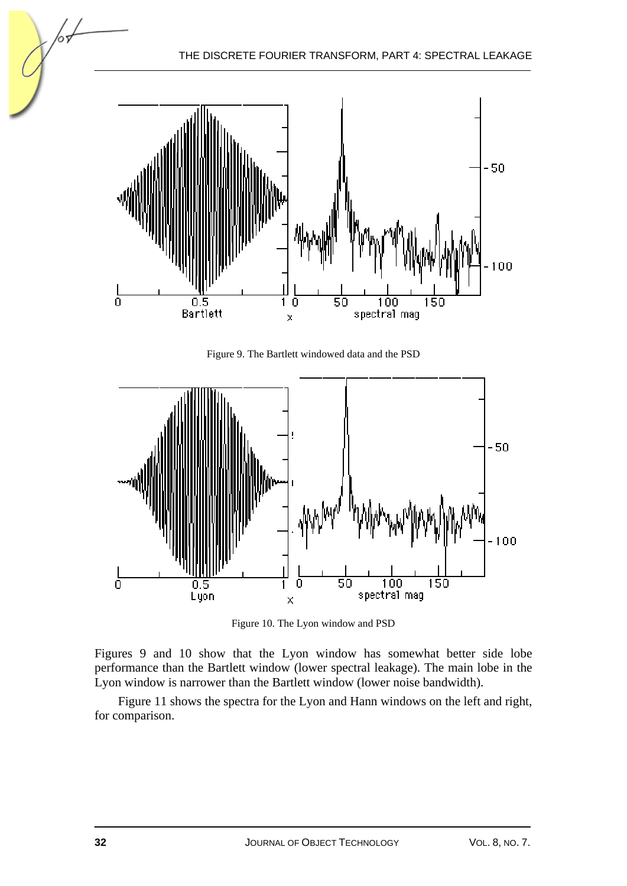Figure 9. The Bartlett windowed data and the PSD

Figure 10. The Lyon window and PSD

Figures 9 and 10 show that the Lyon window has somewhat better side lobe performance than the Bartlett window (lower spectral leakage). The main lobe in the Lyon window is narrower than the Bartlett window (lower noise bandwidth).

Figure 11 shows the spectra for the Lyon and Hann windows on the left and right, for comparison.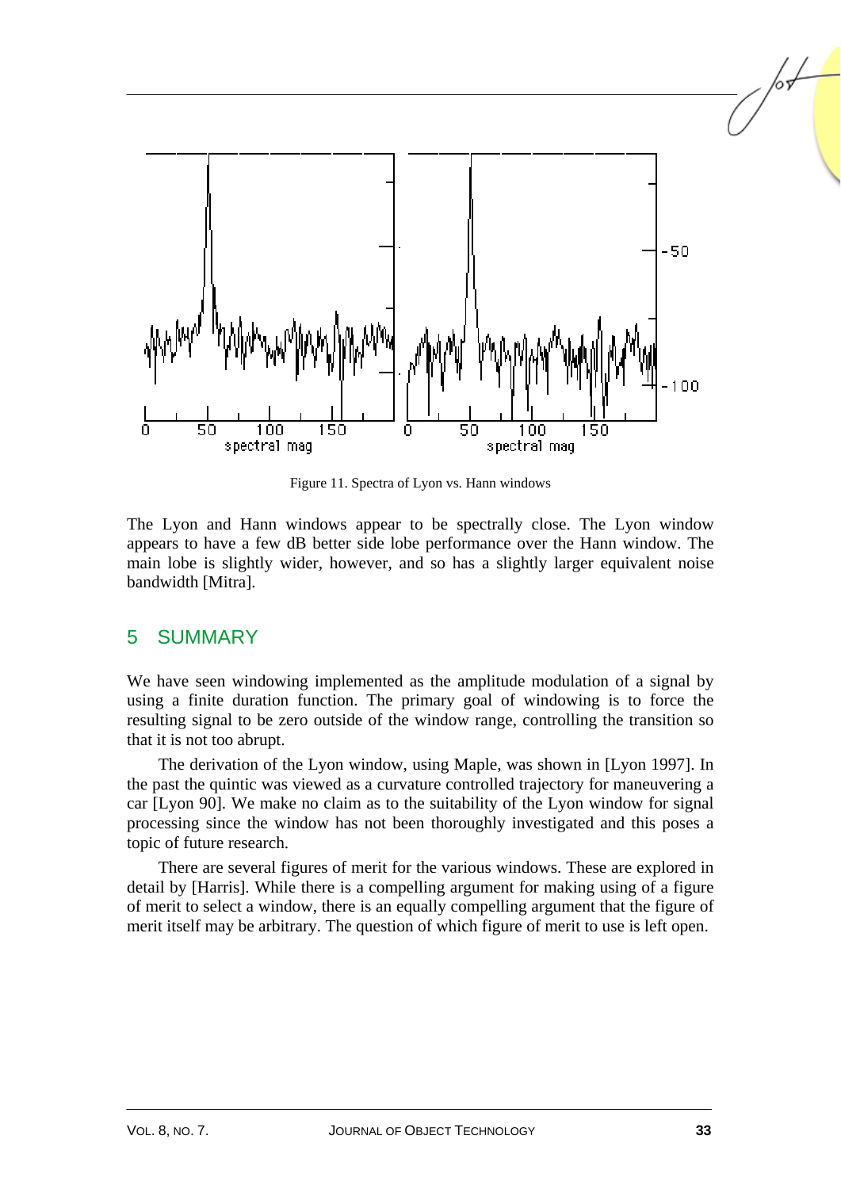Figure 11. Spectra of Lyon vs. Hann windows

The Lyon and Hann windows appear to be spectrally close. The Lyon window appears to have a few dB better side lobe performance over the Hann window. The main lobe is slightly wider, however, and so has a slightly larger equivalent noise bandwidth [Mitra].

## 5 SUMMARY

We have seen windowing implemented as the amplitude modulation of a signal by using a finite duration function. The primary goal of windowing is to force the resulting signal to be zero outside of the window range, controlling the transition so that it is not too abrupt.

The derivation of the Lyon window, using Maple, was shown in [Lyon 1997]. In the past the quintic was viewed as a curvature controlled trajectory for maneuvering a car [Lyon 90]. We make no claim as to the suitability of the Lyon window for signal processing since the window has not been thoroughly investigated and this poses a topic of future research.

There are several figures of merit for the various windows. These are explored in detail by [Harris]. While there is a compelling argument for making using of a figure of merit to select a window, there is an equally compelling argument that the figure of merit itself may be arbitrary. The question of which figure of merit to use is left open.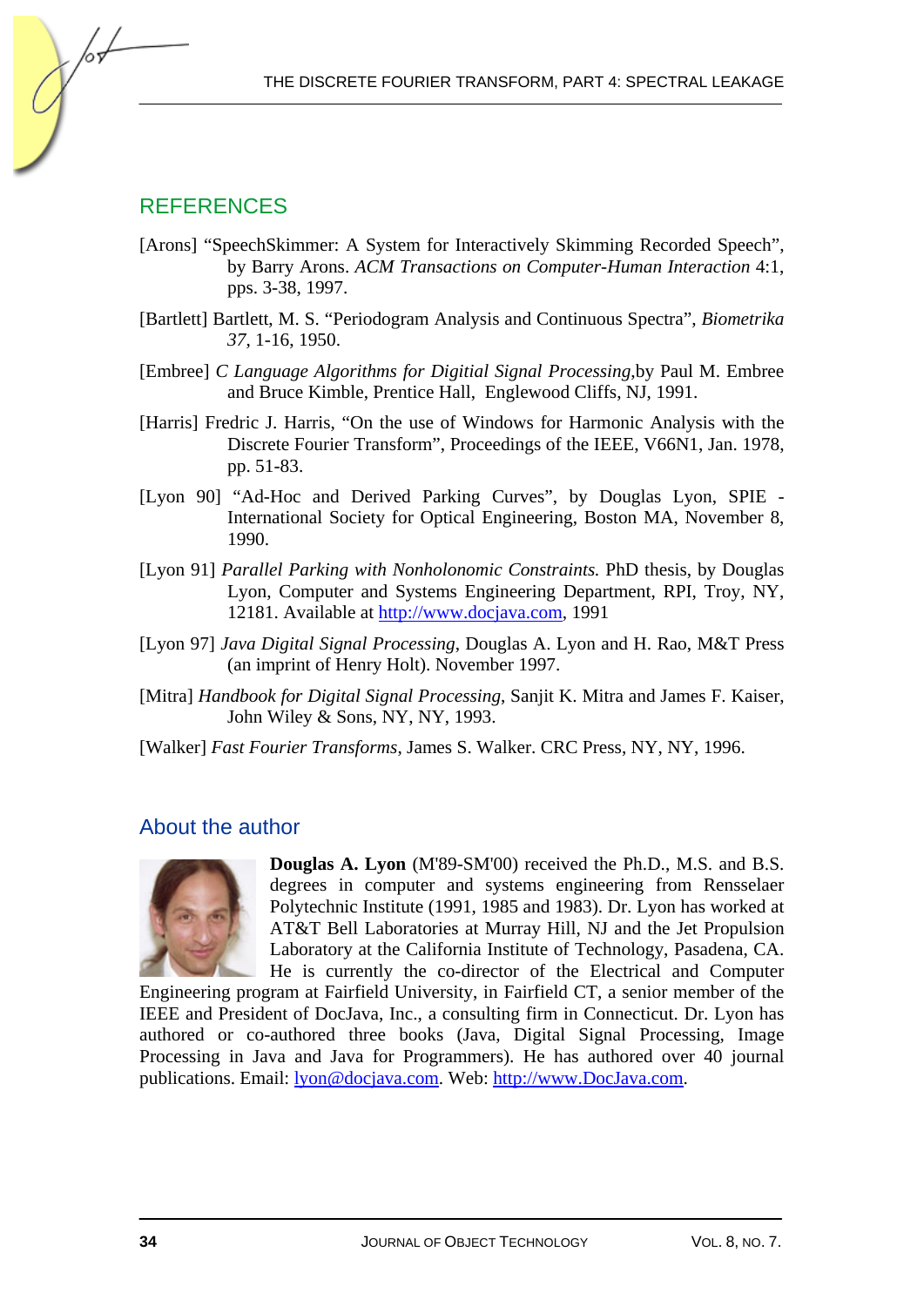## REFERENCES

[Arons] "SpeechSkimmer: A System for Interactively Skimming Recorded Speech", by Barry Arons. *ACM Transactions on Computer-Human Interaction* 4:1, pps. 3-38, 1997.

[Bartlett] Bartlett, M. S. "Periodogram Analysis and Continuous Spectra", *Biometrika 37*, 1-16, 1950.

[Embree] *C Language Algorithms for Digitial Signal Processing*,by Paul M. Embree and Bruce Kimble, Prentice Hall, Englewood Cliffs, NJ, 1991.

[Harris] Fredric J. Harris, "On the use of Windows for Harmonic Analysis with the Discrete Fourier Transform", Proceedings of the IEEE, V66N1, Jan. 1978, pp. 51-83.

[Lyon 90] "Ad-Hoc and Derived Parking Curves", by Douglas Lyon, SPIE - International Society for Optical Engineering, Boston MA, November 8, 1990.

[Lyon 91] *Parallel Parking with Nonholonomic Constraints.* PhD thesis, by Douglas Lyon, Computer and Systems Engineering Department, RPI, Troy, NY, 12181. Available at http://www.docjava.com, 1991

[Lyon 97] *Java Digital Signal Processing*, Douglas A. Lyon and H. Rao, M&T Press (an imprint of Henry Holt). November 1997.

[Mitra] *Handbook for Digital Signal Processing*, Sanjit K. Mitra and James F. Kaiser, John Wiley & Sons, NY, NY, 1993.

[Walker] *Fast Fourier Transforms*, James S. Walker. CRC Press, NY, NY, 1996.

## About the author

**Douglas A. Lyon** (M'89-SM'00) received the Ph.D., M.S. and B.S. degrees in computer and systems engineering from Rensselaer Polytechnic Institute (1991, 1985 and 1983). Dr. Lyon has worked at AT&T Bell Laboratories at Murray Hill, NJ and the Jet Propulsion Laboratory at the California Institute of Technology, Pasadena, CA. He is currently the co-director of the Electrical and Computer Engineering program at Fairfield University, in Fairfield CT, a senior member of the IEEE and President of DocJava, Inc., a consulting firm in Connecticut. Dr. Lyon has authored or co-authored three books (Java, Digital Signal Processing, Image Processing in Java and Java for Programmers). He has authored over 40 journal publications. Email: lyon@docjava.com. Web: http://www.DocJava.com.